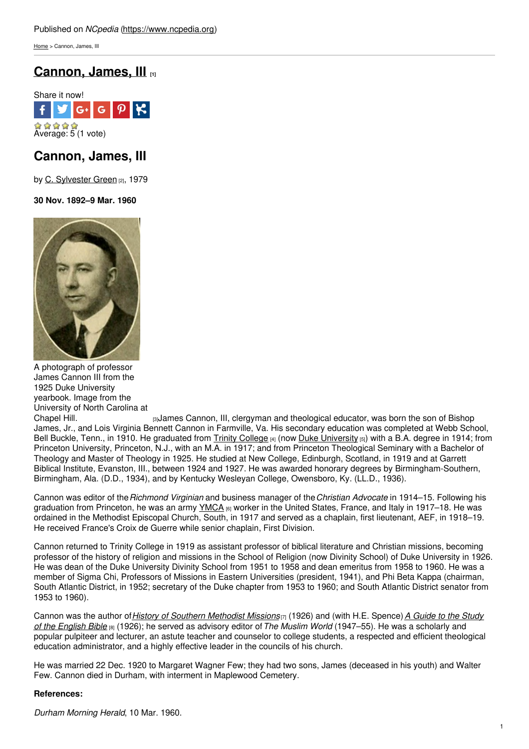Published on *NCpedia* (https://www.ncpedia.org)

Home > Cannon, James, III

# Cannon, James, III [1]

Share it now!

Average: 5 (1 vote)

## Cannon, James, III

by C. Sylvester Green [2], 1979

**30 Nov. 1892–9 Mar. 1960**

A photograph of professor James Cannon III from the 1925 Duke University yearbook. Image from the University of North Carolina at Chapel Hill. [3]

James Cannon, III, clergyman and theological educator, was born the son of Bishop James, Jr., and Lois Virginia Bennett Cannon in Farmville, Va. His secondary education was completed at Webb School, Bell Buckle, Tenn., in 1910. He graduated from Trinity College [4] (now Duke University [5]) with a B.A. degree in 1914; from Princeton University, Princeton, N.J., with an M.A. in 1917; and from Princeton Theological Seminary with a Bachelor of Theology and Master of Theology in 1925. He studied at New College, Edinburgh, Scotland, in 1919 and at Garrett Biblical Institute, Evanston, Ill., between 1924 and 1927. He was awarded honorary degrees by Birmingham-Southern, Birmingham, Ala. (D.D., 1934), and by Kentucky Wesleyan College, Owensboro, Ky. (LL.D., 1936).

Cannon was editor of the *Richmond Virginian* and business manager of the *Christian Advocate* in 1914–15. Following his graduation from Princeton, he was an army YMCA [6] worker in the United States, France, and Italy in 1917–18. He was ordained in the Methodist Episcopal Church, South, in 1917 and served as a chaplain, first lieutenant, AEF, in 1918–19. He received France's Croix de Guerre while senior chaplain, First Division.

Cannon returned to Trinity College in 1919 as assistant professor of biblical literature and Christian missions, becoming professor of the history of religion and missions in the School of Religion (now Divinity School) of Duke University in 1926. He was dean of the Duke University Divinity School from 1951 to 1958 and dean emeritus from 1958 to 1960. He was a member of Sigma Chi, Professors of Missions in Eastern Universities (president, 1941), and Phi Beta Kappa (chairman, South Atlantic District, in 1952; secretary of the Duke chapter from 1953 to 1960; and South Atlantic District senator from 1953 to 1960).

Cannon was the author of *History of Southern Methodist Missions* [7] (1926) and (with H.E. Spence) *A Guide to the Study of the English Bible* [8] (1926); he served as advisory editor of *The Muslim World* (1947–55). He was a scholarly and popular pulpiteer and lecturer, an astute teacher and counselor to college students, a respected and efficient theological education administrator, and a highly effective leader in the councils of his church.

He was married 22 Dec. 1920 to Margaret Wagner Few; they had two sons, James (deceased in his youth) and Walter Few. Cannon died in Durham, with interment in Maplewood Cemetery.

**References:**

*Durham Morning Herald*, 10 Mar. 1960.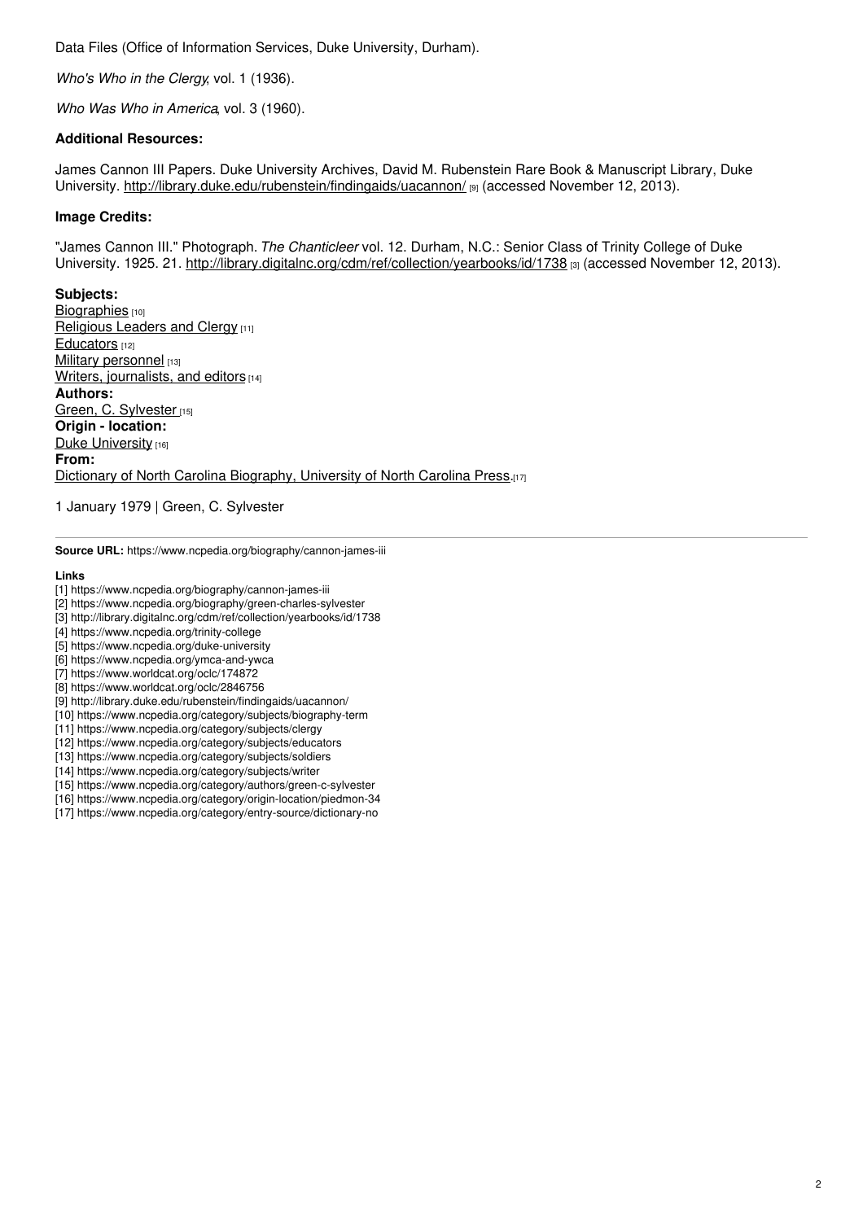Data Files (Office of Information Services, Duke University, Durham).

*Who's Who in the Clergy*, vol. 1 (1936).

*Who Was Who in America*, vol. 3 (1960).

**Additional Resources:**

James Cannon III Papers. Duke University Archives, David M. Rubenstein Rare Book & Manuscript Library, Duke University. http://library.duke.edu/rubenstein/findingaids/uacannon/ [9] (accessed November 12, 2013).

**Image Credits:**

"James Cannon III." Photograph. *The Chanticleer* vol. 12. Durham, N.C.: Senior Class of Trinity College of Duke University. 1925. 21. http://library.digitalnc.org/cdm/ref/collection/yearbooks/id/1738 [3] (accessed November 12, 2013).

**Subjects:**
Biographies [10]
Religious Leaders and Clergy [11]
Educators [12]
Military personnel [13]
Writers, journalists, and editors [14]
**Authors:**
Green, C. Sylvester [15]
**Origin - location:**
Duke University [16]
**From:**
Dictionary of North Carolina Biography, University of North Carolina Press.[17]

1 January 1979 | Green, C. Sylvester

**Source URL:** https://www.ncpedia.org/biography/cannon-james-iii

**Links**
[1] https://www.ncpedia.org/biography/cannon-james-iii
[2] https://www.ncpedia.org/biography/green-charles-sylvester
[3] http://library.digitalnc.org/cdm/ref/collection/yearbooks/id/1738
[4] https://www.ncpedia.org/trinity-college
[5] https://www.ncpedia.org/duke-university
[6] https://www.ncpedia.org/ymca-and-ywca
[7] https://www.worldcat.org/oclc/174872
[8] https://www.worldcat.org/oclc/2846756
[9] http://library.duke.edu/rubenstein/findingaids/uacannon/
[10] https://www.ncpedia.org/category/subjects/biography-term
[11] https://www.ncpedia.org/category/subjects/clergy
[12] https://www.ncpedia.org/category/subjects/educators
[13] https://www.ncpedia.org/category/subjects/soldiers
[14] https://www.ncpedia.org/category/subjects/writer
[15] https://www.ncpedia.org/category/authors/green-c-sylvester
[16] https://www.ncpedia.org/category/origin-location/piedmon-34
[17] https://www.ncpedia.org/category/entry-source/dictionary-no